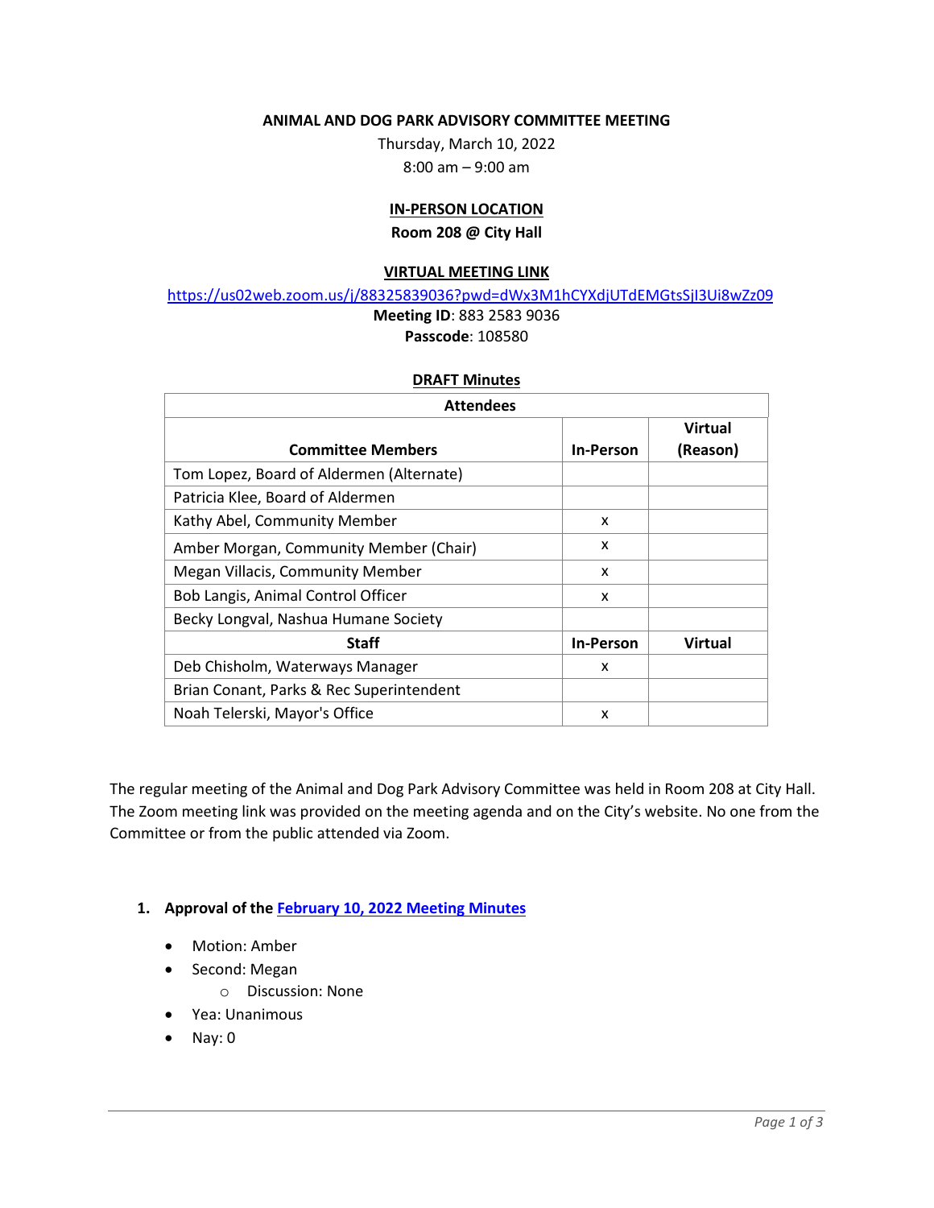**ANIMAL AND DOG PARK ADVISORY COMMITTEE MEETING**

Thursday, March 10, 2022

8:00 am – 9:00 am

**IN-PERSON LOCATION**

**Room 208 @ City Hall**

**VIRTUAL MEETING LINK**

https://us02web.zoom.us/j/88325839036?pwd=dWx3M1hCYXdjUTdEMGtsSjI3Ui8wZz09

**Meeting ID**: 883 2583 9036

**Passcode**: 108580

**DRAFT Minutes**

| Attendees | | |
|---|---|---|
| **Committee Members** | **In-Person** | **Virtual (Reason)** |
| Tom Lopez, Board of Aldermen (Alternate) | | |
| Patricia Klee, Board of Aldermen | | |
| Kathy Abel, Community Member | x | |
| Amber Morgan, Community Member (Chair) | x | |
| Megan Villacis, Community Member | x | |
| Bob Langis, Animal Control Officer | x | |
| Becky Longval, Nashua Humane Society | | |
| **Staff** | **In-Person** | **Virtual** |
| Deb Chisholm, Waterways Manager | x | |
| Brian Conant, Parks & Rec Superintendent | | |
| Noah Telerski, Mayor's Office | x | |

The regular meeting of the Animal and Dog Park Advisory Committee was held in Room 208 at City Hall. The Zoom meeting link was provided on the meeting agenda and on the City's website. No one from the Committee or from the public attended via Zoom.

1. **Approval of the February 10, 2022 Meeting Minutes**
   - Motion: Amber
   - Second: Megan
     - Discussion: None
   - Yea: Unanimous
   - Nay: 0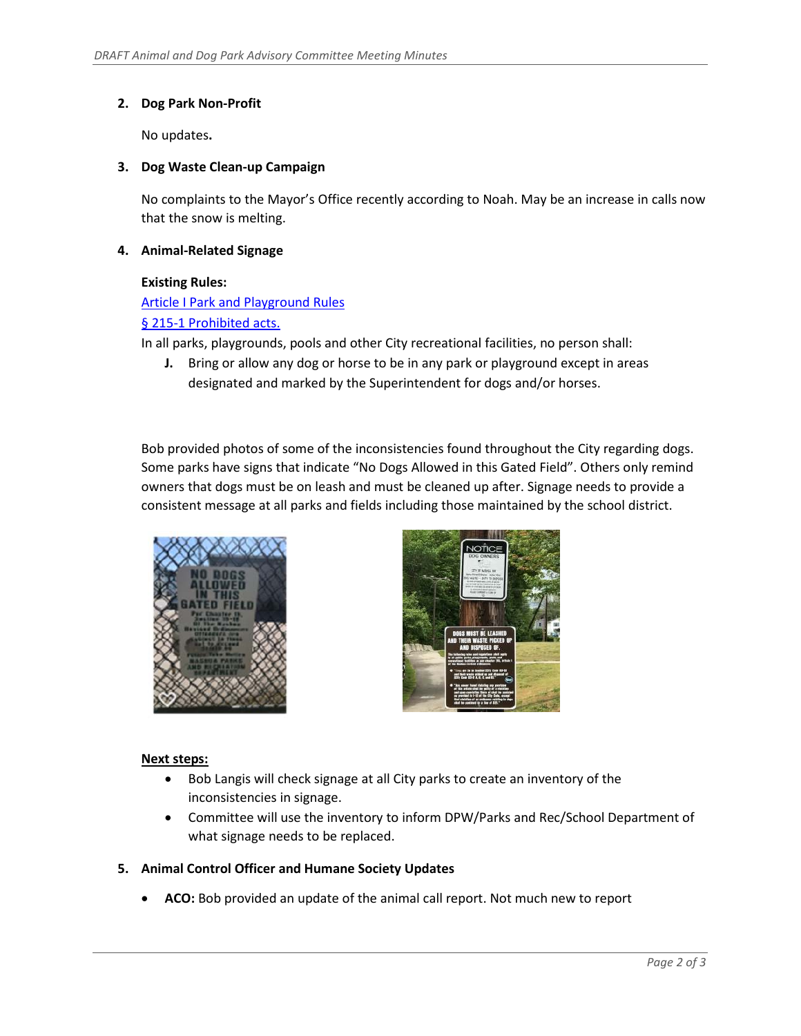2. **Dog Park Non-Profit**

   No updates**.**

3. **Dog Waste Clean-up Campaign**

   No complaints to the Mayor's Office recently according to Noah. May be an increase in calls now that the snow is melting.

4. **Animal-Related Signage**

   **Existing Rules:**

   [Article I Park and Playground Rules]

   [§ 215-1 Prohibited acts.]

   In all parks, playgrounds, pools and other City recreational facilities, no person shall:

   **J.** Bring or allow any dog or horse to be in any park or playground except in areas designated and marked by the Superintendent for dogs and/or horses.

   Bob provided photos of some of the inconsistencies found throughout the City regarding dogs. Some parks have signs that indicate "No Dogs Allowed in this Gated Field". Others only remind owners that dogs must be on leash and must be cleaned up after. Signage needs to provide a consistent message at all parks and fields including those maintained by the school district.

   __Next steps:__

   - Bob Langis will check signage at all City parks to create an inventory of the inconsistencies in signage.
   - Committee will use the inventory to inform DPW/Parks and Rec/School Department of what signage needs to be replaced.

5. **Animal Control Officer and Humane Society Updates**

   - **ACO:** Bob provided an update of the animal call report. Not much new to report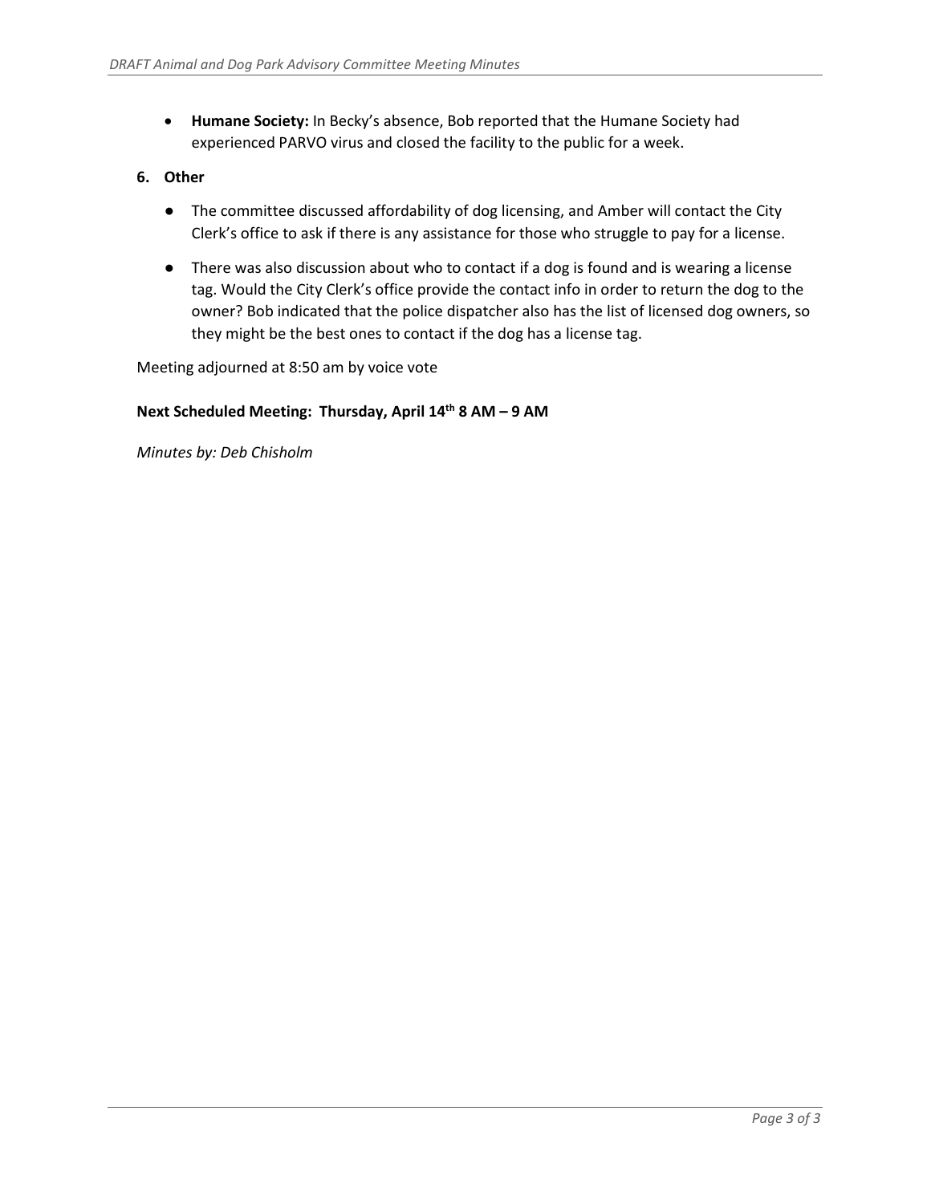- **Humane Society:** In Becky's absence, Bob reported that the Humane Society had experienced PARVO virus and closed the facility to the public for a week.

**6. Other**

- The committee discussed affordability of dog licensing, and Amber will contact the City Clerk's office to ask if there is any assistance for those who struggle to pay for a license.
- There was also discussion about who to contact if a dog is found and is wearing a license tag. Would the City Clerk's office provide the contact info in order to return the dog to the owner? Bob indicated that the police dispatcher also has the list of licensed dog owners, so they might be the best ones to contact if the dog has a license tag.

Meeting adjourned at 8:50 am by voice vote

**Next Scheduled Meeting: Thursday, April 14th 8 AM – 9 AM**

*Minutes by: Deb Chisholm*